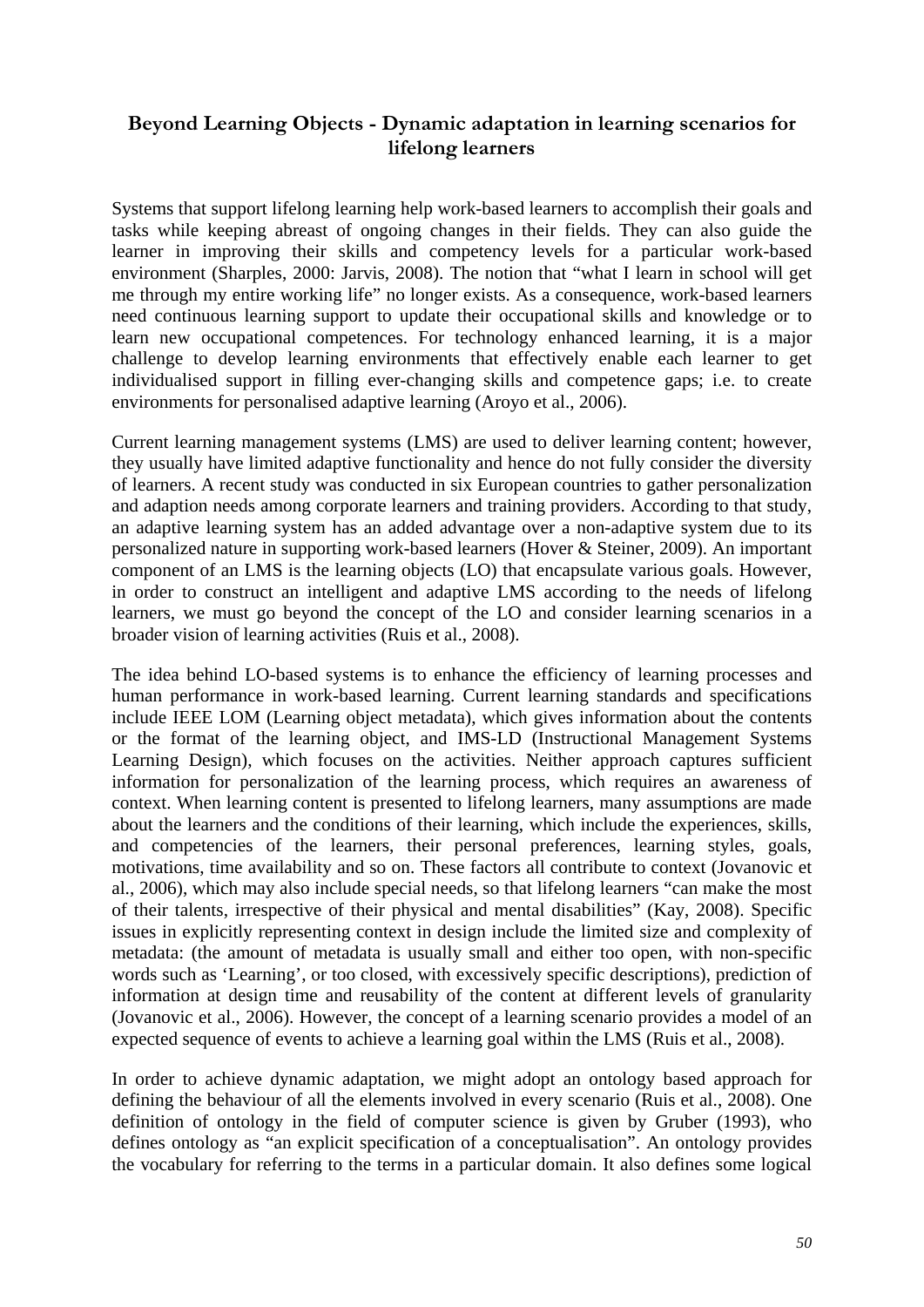# Beyond Learning Objects - Dynamic adaptation in learning scenarios for lifelong learners

Systems that support lifelong learning help work-based learners to accomplish their goals and tasks while keeping abreast of ongoing changes in their fields. They can also guide the learner in improving their skills and competency levels for a particular work-based environment (Sharples, 2000: Jarvis, 2008). The notion that "what I learn in school will get me through my entire working life" no longer exists. As a consequence, work-based learners need continuous learning support to update their occupational skills and knowledge or to learn new occupational competences. For technology enhanced learning, it is a major challenge to develop learning environments that effectively enable each learner to get individualised support in filling ever-changing skills and competence gaps; i.e. to create environments for personalised adaptive learning (Aroyo et al., 2006).

Current learning management systems (LMS) are used to deliver learning content; however, they usually have limited adaptive functionality and hence do not fully consider the diversity of learners. A recent study was conducted in six European countries to gather personalization and adaption needs among corporate learners and training providers. According to that study, an adaptive learning system has an added advantage over a non-adaptive system due to its personalized nature in supporting work-based learners (Hover & Steiner, 2009). An important component of an LMS is the learning objects (LO) that encapsulate various goals. However, in order to construct an intelligent and adaptive LMS according to the needs of lifelong learners, we must go beyond the concept of the LO and consider learning scenarios in a broader vision of learning activities (Ruis et al., 2008).

The idea behind LO-based systems is to enhance the efficiency of learning processes and human performance in work-based learning. Current learning standards and specifications include IEEE LOM (Learning object metadata), which gives information about the contents or the format of the learning object, and IMS-LD (Instructional Management Systems Learning Design), which focuses on the activities. Neither approach captures sufficient information for personalization of the learning process, which requires an awareness of context. When learning content is presented to lifelong learners, many assumptions are made about the learners and the conditions of their learning, which include the experiences, skills, and competencies of the learners, their personal preferences, learning styles, goals, motivations, time availability and so on. These factors all contribute to context (Jovanovic et al., 2006), which may also include special needs, so that lifelong learners "can make the most of their talents, irrespective of their physical and mental disabilities" (Kay, 2008). Specific issues in explicitly representing context in design include the limited size and complexity of metadata: (the amount of metadata is usually small and either too open, with non-specific words such as 'Learning', or too closed, with excessively specific descriptions), prediction of information at design time and reusability of the content at different levels of granularity (Jovanovic et al., 2006). However, the concept of a learning scenario provides a model of an expected sequence of events to achieve a learning goal within the LMS (Ruis et al., 2008).

In order to achieve dynamic adaptation, we might adopt an ontology based approach for defining the behaviour of all the elements involved in every scenario (Ruis et al., 2008). One definition of ontology in the field of computer science is given by Gruber (1993), who defines ontology as "an explicit specification of a conceptualisation". An ontology provides the vocabulary for referring to the terms in a particular domain. It also defines some logical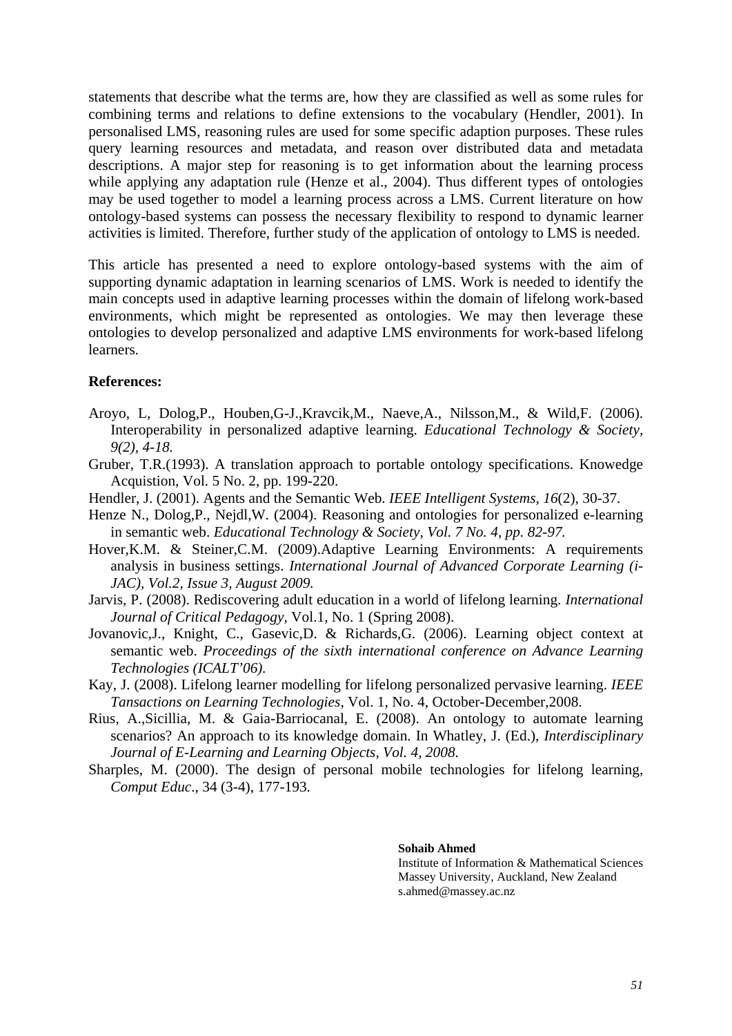statements that describe what the terms are, how they are classified as well as some rules for combining terms and relations to define extensions to the vocabulary (Hendler, 2001). In personalised LMS, reasoning rules are used for some specific adaption purposes. These rules query learning resources and metadata, and reason over distributed data and metadata descriptions. A major step for reasoning is to get information about the learning process while applying any adaptation rule (Henze et al., 2004). Thus different types of ontologies may be used together to model a learning process across a LMS. Current literature on how ontology-based systems can possess the necessary flexibility to respond to dynamic learner activities is limited. Therefore, further study of the application of ontology to LMS is needed.

This article has presented a need to explore ontology-based systems with the aim of supporting dynamic adaptation in learning scenarios of LMS. Work is needed to identify the main concepts used in adaptive learning processes within the domain of lifelong work-based environments, which might be represented as ontologies. We may then leverage these ontologies to develop personalized and adaptive LMS environments for work-based lifelong learners.

**References:**

Aroyo, L, Dolog,P., Houben,G-J.,Kravcik,M., Naeve,A., Nilsson,M., & Wild,F. (2006). Interoperability in personalized adaptive learning. *Educational Technology & Society, 9(2), 4-18.*

Gruber, T.R.(1993). A translation approach to portable ontology specifications. Knowedge Acquistion, Vol. 5 No. 2, pp. 199-220.

Hendler, J. (2001). Agents and the Semantic Web. *IEEE Intelligent Systems, 16*(2), 30-37.

Henze N., Dolog,P., Nejdl,W. (2004). Reasoning and ontologies for personalized e-learning in semantic web. *Educational Technology & Society, Vol. 7 No. 4, pp. 82-97.*

Hover,K.M. & Steiner,C.M. (2009).Adaptive Learning Environments: A requirements analysis in business settings. *International Journal of Advanced Corporate Learning (i-JAC), Vol.2, Issue 3, August 2009.*

Jarvis, P. (2008). Rediscovering adult education in a world of lifelong learning. *International Journal of Critical Pedagogy,* Vol.1, No. 1 (Spring 2008).

Jovanovic,J., Knight, C., Gasevic,D. & Richards,G. (2006). Learning object context at semantic web. *Proceedings of the sixth international conference on Advance Learning Technologies (ICALT'06).*

Kay, J. (2008). Lifelong learner modelling for lifelong personalized pervasive learning. *IEEE Tansactions on Learning Technologies*, Vol. 1, No. 4, October-December,2008.

Rius, A.,Sicillia, M. & Gaia-Barriocanal, E. (2008). An ontology to automate learning scenarios? An approach to its knowledge domain. In Whatley, J. (Ed.), *Interdisciplinary Journal of E-Learning and Learning Objects, Vol. 4, 2008.*

Sharples, M. (2000). The design of personal mobile technologies for lifelong learning, *Comput Educ*., 34 (3-4), 177-193.

**Sohaib Ahmed**
Institute of Information & Mathematical Sciences
Massey University, Auckland, New Zealand
s.ahmed@massey.ac.nz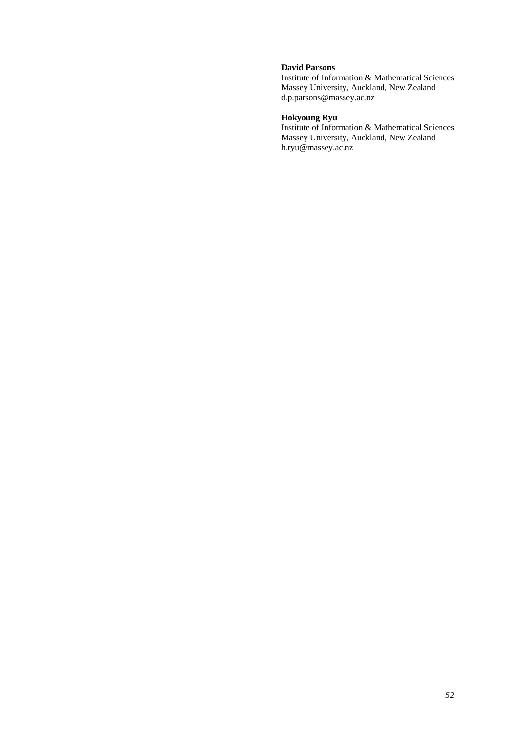**David Parsons**
Institute of Information & Mathematical Sciences
Massey University, Auckland, New Zealand
d.p.parsons@massey.ac.nz

**Hokyoung Ryu**
Institute of Information & Mathematical Sciences
Massey University, Auckland, New Zealand
h.ryu@massey.ac.nz